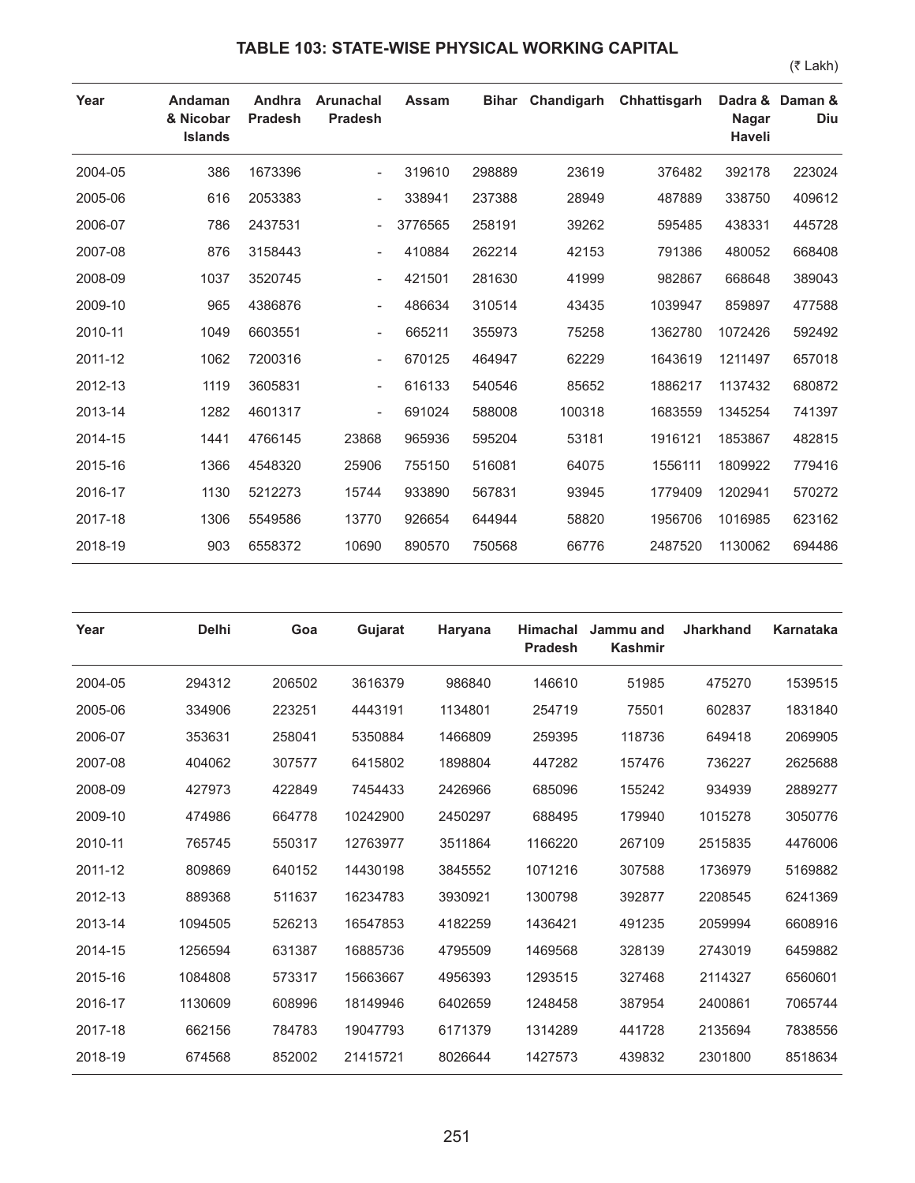### TABLE 103: STATE-WISE PHYSICAL WORKING CAPITAL

(₹ Lakh)

| Year | Andaman & Nicobar Islands | Andhra Pradesh | Arunachal Pradesh | Assam | Bihar | Chandigarh | Chhattisgarh | Dadra & Nagar Haveli | Daman & Diu |
|---|---|---|---|---|---|---|---|---|---|
| 2004-05 | 386 | 1673396 | - | 319610 | 298889 | 23619 | 376482 | 392178 | 223024 |
| 2005-06 | 616 | 2053383 | - | 338941 | 237388 | 28949 | 487889 | 338750 | 409612 |
| 2006-07 | 786 | 2437531 | - | 3776565 | 258191 | 39262 | 595485 | 438331 | 445728 |
| 2007-08 | 876 | 3158443 | - | 410884 | 262214 | 42153 | 791386 | 480052 | 668408 |
| 2008-09 | 1037 | 3520745 | - | 421501 | 281630 | 41999 | 982867 | 668648 | 389043 |
| 2009-10 | 965 | 4386876 | - | 486634 | 310514 | 43435 | 1039947 | 859897 | 477588 |
| 2010-11 | 1049 | 6603551 | - | 665211 | 355973 | 75258 | 1362780 | 1072426 | 592492 |
| 2011-12 | 1062 | 7200316 | - | 670125 | 464947 | 62229 | 1643619 | 1211497 | 657018 |
| 2012-13 | 1119 | 3605831 | - | 616133 | 540546 | 85652 | 1886217 | 1137432 | 680872 |
| 2013-14 | 1282 | 4601317 | - | 691024 | 588008 | 100318 | 1683559 | 1345254 | 741397 |
| 2014-15 | 1441 | 4766145 | 23868 | 965936 | 595204 | 53181 | 1916121 | 1853867 | 482815 |
| 2015-16 | 1366 | 4548320 | 25906 | 755150 | 516081 | 64075 | 1556111 | 1809922 | 779416 |
| 2016-17 | 1130 | 5212273 | 15744 | 933890 | 567831 | 93945 | 1779409 | 1202941 | 570272 |
| 2017-18 | 1306 | 5549586 | 13770 | 926654 | 644944 | 58820 | 1956706 | 1016985 | 623162 |
| 2018-19 | 903 | 6558372 | 10690 | 890570 | 750568 | 66776 | 2487520 | 1130062 | 694486 |

| Year | Delhi | Goa | Gujarat | Haryana | Himachal Pradesh | Jammu and Kashmir | Jharkhand | Karnataka |
|---|---|---|---|---|---|---|---|---|
| 2004-05 | 294312 | 206502 | 3616379 | 986840 | 146610 | 51985 | 475270 | 1539515 |
| 2005-06 | 334906 | 223251 | 4443191 | 1134801 | 254719 | 75501 | 602837 | 1831840 |
| 2006-07 | 353631 | 258041 | 5350884 | 1466809 | 259395 | 118736 | 649418 | 2069905 |
| 2007-08 | 404062 | 307577 | 6415802 | 1898804 | 447282 | 157476 | 736227 | 2625688 |
| 2008-09 | 427973 | 422849 | 7454433 | 2426966 | 685096 | 155242 | 934939 | 2889277 |
| 2009-10 | 474986 | 664778 | 10242900 | 2450297 | 688495 | 179940 | 1015278 | 3050776 |
| 2010-11 | 765745 | 550317 | 12763977 | 3511864 | 1166220 | 267109 | 2515835 | 4476006 |
| 2011-12 | 809869 | 640152 | 14430198 | 3845552 | 1071216 | 307588 | 1736979 | 5169882 |
| 2012-13 | 889368 | 511637 | 16234783 | 3930921 | 1300798 | 392877 | 2208545 | 6241369 |
| 2013-14 | 1094505 | 526213 | 16547853 | 4182259 | 1436421 | 491235 | 2059994 | 6608916 |
| 2014-15 | 1256594 | 631387 | 16885736 | 4795509 | 1469568 | 328139 | 2743019 | 6459882 |
| 2015-16 | 1084808 | 573317 | 15663667 | 4956393 | 1293515 | 327468 | 2114327 | 6560601 |
| 2016-17 | 1130609 | 608996 | 18149946 | 6402659 | 1248458 | 387954 | 2400861 | 7065744 |
| 2017-18 | 662156 | 784783 | 19047793 | 6171379 | 1314289 | 441728 | 2135694 | 7838556 |
| 2018-19 | 674568 | 852002 | 21415721 | 8026644 | 1427573 | 439832 | 2301800 | 8518634 |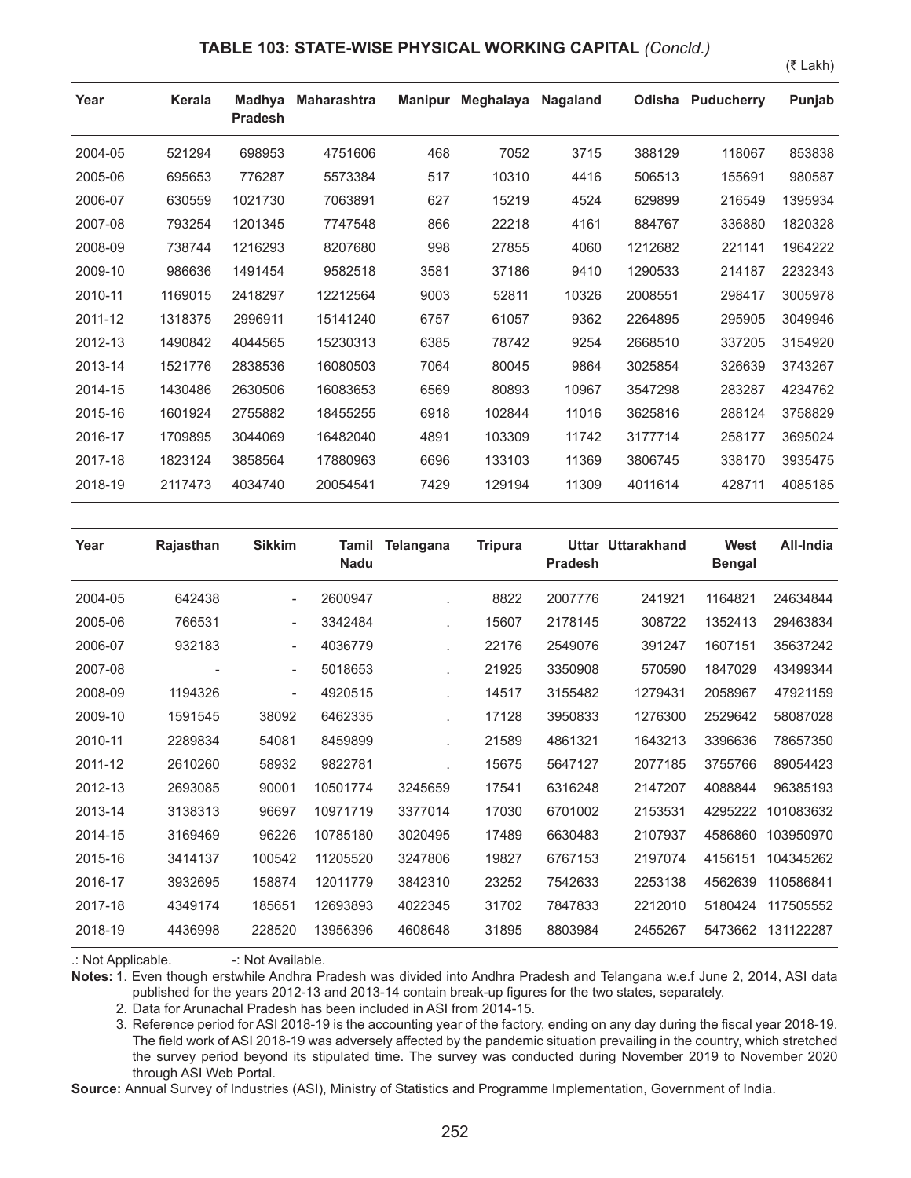## TABLE 103: STATE-WISE PHYSICAL WORKING CAPITAL *(Concld.)*

(₹ Lakh)

| Year | Kerala | Madhya Pradesh | Maharashtra | Manipur | Meghalaya | Nagaland | Odisha | Puducherry | Punjab |
|---|---|---|---|---|---|---|---|---|---|
| 2004-05 | 521294 | 698953 | 4751606 | 468 | 7052 | 3715 | 388129 | 118067 | 853838 |
| 2005-06 | 695653 | 776287 | 5573384 | 517 | 10310 | 4416 | 506513 | 155691 | 980587 |
| 2006-07 | 630559 | 1021730 | 7063891 | 627 | 15219 | 4524 | 629899 | 216549 | 1395934 |
| 2007-08 | 793254 | 1201345 | 7747548 | 866 | 22218 | 4161 | 884767 | 336880 | 1820328 |
| 2008-09 | 738744 | 1216293 | 8207680 | 998 | 27855 | 4060 | 1212682 | 221141 | 1964222 |
| 2009-10 | 986636 | 1491454 | 9582518 | 3581 | 37186 | 9410 | 1290533 | 214187 | 2232343 |
| 2010-11 | 1169015 | 2418297 | 12212564 | 9003 | 52811 | 10326 | 2008551 | 298417 | 3005978 |
| 2011-12 | 1318375 | 2996911 | 15141240 | 6757 | 61057 | 9362 | 2264895 | 295905 | 3049946 |
| 2012-13 | 1490842 | 4044565 | 15230313 | 6385 | 78742 | 9254 | 2668510 | 337205 | 3154920 |
| 2013-14 | 1521776 | 2838536 | 16080503 | 7064 | 80045 | 9864 | 3025854 | 326639 | 3743267 |
| 2014-15 | 1430486 | 2630506 | 16083653 | 6569 | 80893 | 10967 | 3547298 | 283287 | 4234762 |
| 2015-16 | 1601924 | 2755882 | 18455255 | 6918 | 102844 | 11016 | 3625816 | 288124 | 3758829 |
| 2016-17 | 1709895 | 3044069 | 16482040 | 4891 | 103309 | 11742 | 3177714 | 258177 | 3695024 |
| 2017-18 | 1823124 | 3858564 | 17880963 | 6696 | 133103 | 11369 | 3806745 | 338170 | 3935475 |
| 2018-19 | 2117473 | 4034740 | 20054541 | 7429 | 129194 | 11309 | 4011614 | 428711 | 4085185 |

| Year | Rajasthan | Sikkim | Tamil Nadu | Telangana | Tripura | Uttar Pradesh | Uttarakhand | West Bengal | All-India |
|---|---|---|---|---|---|---|---|---|---|
| 2004-05 | 642438 | - | 2600947 | . | 8822 | 2007776 | 241921 | 1164821 | 24634844 |
| 2005-06 | 766531 | - | 3342484 | . | 15607 | 2178145 | 308722 | 1352413 | 29463834 |
| 2006-07 | 932183 | - | 4036779 | . | 22176 | 2549076 | 391247 | 1607151 | 35637242 |
| 2007-08 | - | - | 5018653 | . | 21925 | 3350908 | 570590 | 1847029 | 43499344 |
| 2008-09 | 1194326 | - | 4920515 | . | 14517 | 3155482 | 1279431 | 2058967 | 47921159 |
| 2009-10 | 1591545 | 38092 | 6462335 | . | 17128 | 3950833 | 1276300 | 2529642 | 58087028 |
| 2010-11 | 2289834 | 54081 | 8459899 | . | 21589 | 4861321 | 1643213 | 3396636 | 78657350 |
| 2011-12 | 2610260 | 58932 | 9822781 | . | 15675 | 5647127 | 2077185 | 3755766 | 89054423 |
| 2012-13 | 2693085 | 90001 | 10501774 | 3245659 | 17541 | 6316248 | 2147207 | 4088844 | 96385193 |
| 2013-14 | 3138313 | 96697 | 10971719 | 3377014 | 17030 | 6701002 | 2153531 | 4295222 | 101083632 |
| 2014-15 | 3169469 | 96226 | 10785180 | 3020495 | 17489 | 6630483 | 2107937 | 4586860 | 103950970 |
| 2015-16 | 3414137 | 100542 | 11205520 | 3247806 | 19827 | 6767153 | 2197074 | 4156151 | 104345262 |
| 2016-17 | 3932695 | 158874 | 12011779 | 3842310 | 23252 | 7542633 | 2253138 | 4562639 | 110586841 |
| 2017-18 | 4349174 | 185651 | 12693893 | 4022345 | 31702 | 7847833 | 2212010 | 5180424 | 117505552 |
| 2018-19 | 4436998 | 228520 | 13956396 | 4608648 | 31895 | 8803984 | 2455267 | 5473662 | 131122287 |

.: Not Applicable. -: Not Available.

**Notes:** 1. Even though erstwhile Andhra Pradesh was divided into Andhra Pradesh and Telangana w.e.f June 2, 2014, ASI data published for the years 2012-13 and 2013-14 contain break-up figures for the two states, separately.

2. Data for Arunachal Pradesh has been included in ASI from 2014-15.

3. Reference period for ASI 2018-19 is the accounting year of the factory, ending on any day during the fiscal year 2018-19. The field work of ASI 2018-19 was adversely affected by the pandemic situation prevailing in the country, which stretched the survey period beyond its stipulated time. The survey was conducted during November 2019 to November 2020 through ASI Web Portal.

**Source:** Annual Survey of Industries (ASI), Ministry of Statistics and Programme Implementation, Government of India.